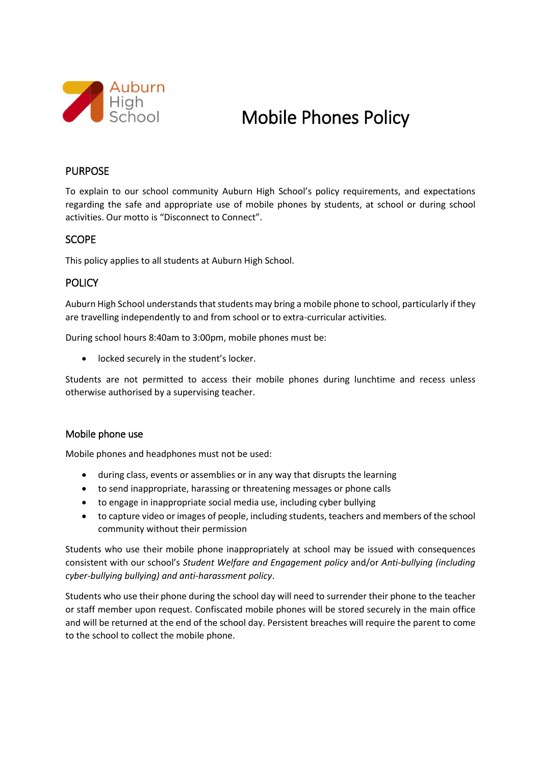Auburn High School

# Mobile Phones Policy

## PURPOSE

To explain to our school community Auburn High School's policy requirements, and expectations regarding the safe and appropriate use of mobile phones by students, at school or during school activities. Our motto is "Disconnect to Connect".

## SCOPE

This policy applies to all students at Auburn High School.

## POLICY

Auburn High School understands that students may bring a mobile phone to school, particularly if they are travelling independently to and from school or to extra-curricular activities.

During school hours 8:40am to 3:00pm, mobile phones must be:

- locked securely in the student's locker.

Students are not permitted to access their mobile phones during lunchtime and recess unless otherwise authorised by a supervising teacher.

### Mobile phone use

Mobile phones and headphones must not be used:

- during class, events or assemblies or in any way that disrupts the learning
- to send inappropriate, harassing or threatening messages or phone calls
- to engage in inappropriate social media use, including cyber bullying
- to capture video or images of people, including students, teachers and members of the school community without their permission

Students who use their mobile phone inappropriately at school may be issued with consequences consistent with our school's *Student Welfare and Engagement policy* and/or *Anti-bullying (including cyber-bullying bullying) and anti-harassment policy*.

Students who use their phone during the school day will need to surrender their phone to the teacher or staff member upon request. Confiscated mobile phones will be stored securely in the main office and will be returned at the end of the school day. Persistent breaches will require the parent to come to the school to collect the mobile phone.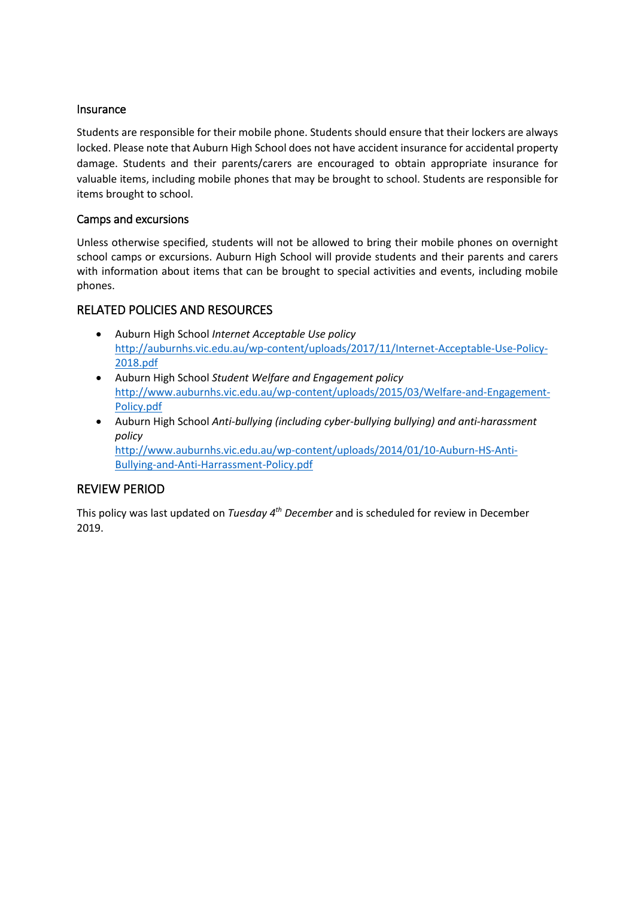### Insurance

Students are responsible for their mobile phone. Students should ensure that their lockers are always locked. Please note that Auburn High School does not have accident insurance for accidental property damage. Students and their parents/carers are encouraged to obtain appropriate insurance for valuable items, including mobile phones that may be brought to school. Students are responsible for items brought to school.

### Camps and excursions

Unless otherwise specified, students will not be allowed to bring their mobile phones on overnight school camps or excursions. Auburn High School will provide students and their parents and carers with information about items that can be brought to special activities and events, including mobile phones.

## RELATED POLICIES AND RESOURCES

- Auburn High School *Internet Acceptable Use policy* [http://auburnhs.vic.edu.au/wp-content/uploads/2017/11/Internet-Acceptable-Use-Policy-2018.pdf](http://auburnhs.vic.edu.au/wp-content/uploads/2017/11/Internet-Acceptable-Use-Policy-2018.pdf)
- Auburn High School *Student Welfare and Engagement policy* [http://www.auburnhs.vic.edu.au/wp-content/uploads/2015/03/Welfare-and-Engagement-Policy.pdf](http://www.auburnhs.vic.edu.au/wp-content/uploads/2015/03/Welfare-and-Engagement-Policy.pdf)
- Auburn High School *Anti-bullying (including cyber-bullying bullying) and anti-harassment policy* [http://www.auburnhs.vic.edu.au/wp-content/uploads/2014/01/10-Auburn-HS-Anti-Bullying-and-Anti-Harrassment-Policy.pdf](http://www.auburnhs.vic.edu.au/wp-content/uploads/2014/01/10-Auburn-HS-Anti-Bullying-and-Anti-Harrassment-Policy.pdf)

## REVIEW PERIOD

This policy was last updated on *Tuesday 4th December* and is scheduled for review in December 2019.